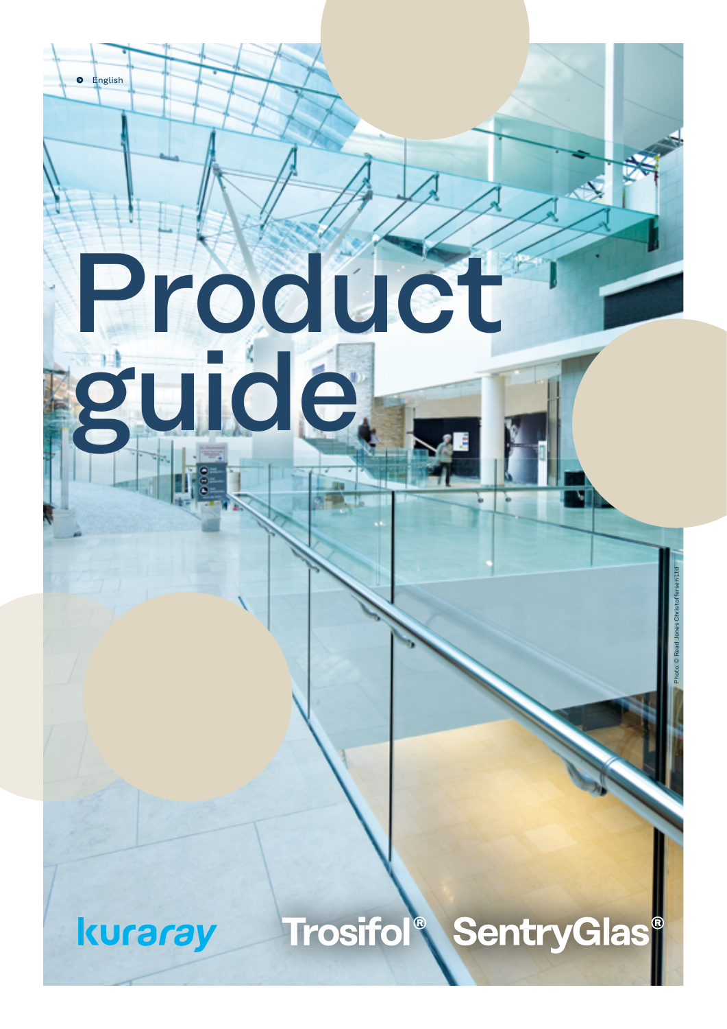English

# Product guide

Photo: © Read Jones Christoffersen Ltd

kuraray

Trosifol®

SentryGlas®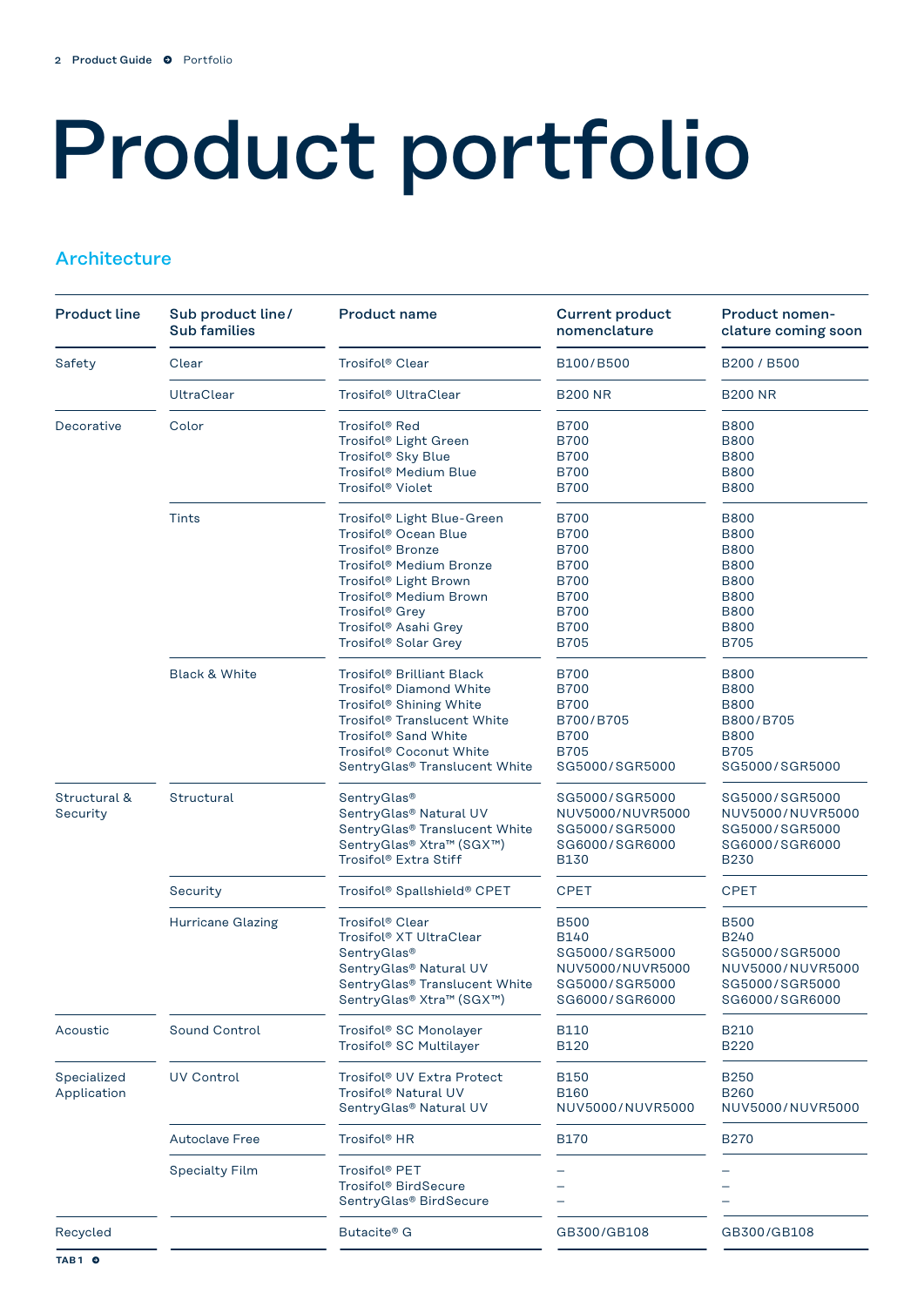# Product portfolio

## Architecture

| Product line | Sub product line/ Sub families | Product name | Current product nomenclature | Product nomen-clature coming soon |
|---|---|---|---|---|
| Safety | Clear | Trosifol® Clear | B100/B500 | B200 / B500 |
| | UltraClear | Trosifol® UltraClear | B200 NR | B200 NR |
| Decorative | Color | Trosifol® Red<br>Trosifol® Light Green<br>Trosifol® Sky Blue<br>Trosifol® Medium Blue<br>Trosifol® Violet | B700<br>B700<br>B700<br>B700<br>B700 | B800<br>B800<br>B800<br>B800<br>B800 |
| | Tints | Trosifol® Light Blue-Green<br>Trosifol® Ocean Blue<br>Trosifol® Bronze<br>Trosifol® Medium Bronze<br>Trosifol® Light Brown<br>Trosifol® Medium Brown<br>Trosifol® Grey<br>Trosifol® Asahi Grey<br>Trosifol® Solar Grey | B700<br>B700<br>B700<br>B700<br>B700<br>B700<br>B700<br>B700<br>B705 | B800<br>B800<br>B800<br>B800<br>B800<br>B800<br>B800<br>B800<br>B705 |
| | Black & White | Trosifol® Brilliant Black<br>Trosifol® Diamond White<br>Trosifol® Shining White<br>Trosifol® Translucent White<br>Trosifol® Sand White<br>Trosifol® Coconut White<br>SentryGlas® Translucent White | B700<br>B700<br>B700<br>B700/B705<br>B700<br>B705<br>SG5000/SGR5000 | B800<br>B800<br>B800<br>B800/B705<br>B800<br>B705<br>SG5000/SGR5000 |
| Structural & Security | Structural | SentryGlas®<br>SentryGlas® Natural UV<br>SentryGlas® Translucent White<br>SentryGlas® Xtra™ (SGX™)<br>Trosifol® Extra Stiff | SG5000/SGR5000<br>NUV5000/NUVR5000<br>SG5000/SGR5000<br>SG6000/SGR6000<br>B130 | SG5000/SGR5000<br>NUV5000/NUVR5000<br>SG5000/SGR5000<br>SG6000/SGR6000<br>B230 |
| | Security | Trosifol® Spallshield® CPET | CPET | CPET |
| | Hurricane Glazing | Trosifol® Clear<br>Trosifol® XT UltraClear<br>SentryGlas®<br>SentryGlas® Natural UV<br>SentryGlas® Translucent White<br>SentryGlas® Xtra™ (SGX™) | B500<br>B140<br>SG5000/SGR5000<br>NUV5000/NUVR5000<br>SG5000/SGR5000<br>SG6000/SGR6000 | B500<br>B240<br>SG5000/SGR5000<br>NUV5000/NUVR5000<br>SG5000/SGR5000<br>SG6000/SGR6000 |
| Acoustic | Sound Control | Trosifol® SC Monolayer<br>Trosifol® SC Multilayer | B110<br>B120 | B210<br>B220 |
| Specialized Application | UV Control | Trosifol® UV Extra Protect<br>Trosifol® Natural UV<br>SentryGlas® Natural UV | B150<br>B160<br>NUV5000/NUVR5000 | B250<br>B260<br>NUV5000/NUVR5000 |
| | Autoclave Free | Trosifol® HR | B170 | B270 |
| | Specialty Film | Trosifol® PET<br>Trosifol® BirdSecure<br>SentryGlas® BirdSecure | –<br>–<br>– | –<br>–<br>– |
| Recycled | | Butacite® G | GB300/GB108 | GB300/GB108 |

TAB 1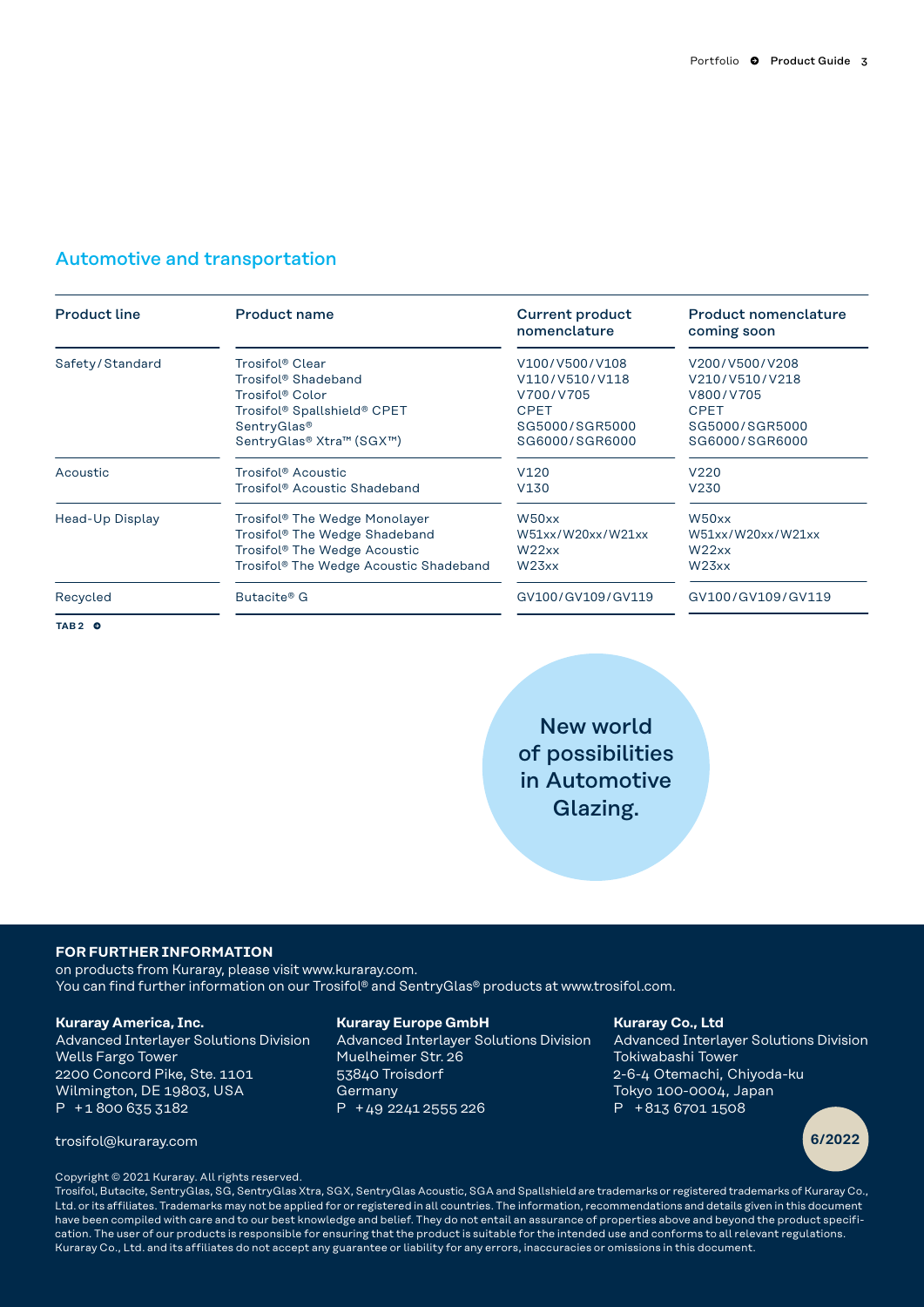## Automotive and transportation

| Product line | Product name | Current product nomenclature | Product nomenclature coming soon |
|---|---|---|---|
| Safety/Standard | Trosifol® Clear<br>Trosifol® Shadeband<br>Trosifol® Color<br>Trosifol® Spallshield® CPET<br>SentryGlas®<br>SentryGlas® Xtra™ (SGX™) | V100/V500/V108<br>V110/V510/V118<br>V700/V705<br>CPET<br>SG5000/SGR5000<br>SG6000/SGR6000 | V200/V500/V208<br>V210/V510/V218<br>V800/V705<br>CPET<br>SG5000/SGR5000<br>SG6000/SGR6000 |
| Acoustic | Trosifol® Acoustic<br>Trosifol® Acoustic Shadeband | V120<br>V130 | V220<br>V230 |
| Head-Up Display | Trosifol® The Wedge Monolayer<br>Trosifol® The Wedge Shadeband<br>Trosifol® The Wedge Acoustic<br>Trosifol® The Wedge Acoustic Shadeband | W50xx<br>W51xx/W20xx/W21xx<br>W22xx<br>W23xx | W50xx<br>W51xx/W20xx/W21xx<br>W22xx<br>W23xx |
| Recycled | Butacite® G | GV100/GV109/GV119 | GV100/GV109/GV119 |

TAB 2

New world of possibilities in Automotive Glazing.

**FOR FURTHER INFORMATION**
on products from Kuraray, please visit www.kuraray.com.
You can find further information on our Trosifol® and SentryGlas® products at www.trosifol.com.

**Kuraray America, Inc.**
Advanced Interlayer Solutions Division
Wells Fargo Tower
2200 Concord Pike, Ste. 1101
Wilmington, DE 19803, USA
P +1 800 635 3182

**Kuraray Europe GmbH**
Advanced Interlayer Solutions Division
Muelheimer Str. 26
53840 Troisdorf
Germany
P +49 2241 2555 226

**Kuraray Co., Ltd**
Advanced Interlayer Solutions Division
Tokiwabashi Tower
2-6-4 Otemachi, Chiyoda-ku
Tokyo 100-0004, Japan
P +813 6701 1508

trosifol@kuraray.com

6/2022

Copyright © 2021 Kuraray. All rights reserved.
Trosifol, Butacite, SentryGlas, SG, SentryGlas Xtra, SGX, SentryGlas Acoustic, SGA and Spallshield are trademarks or registered trademarks of Kuraray Co., Ltd. or its affiliates. Trademarks may not be applied for or registered in all countries. The information, recommendations and details given in this document have been compiled with care and to our best knowledge and belief. They do not entail an assurance of properties above and beyond the product specification. The user of our products is responsible for ensuring that the product is suitable for the intended use and conforms to all relevant regulations. Kuraray Co., Ltd. and its affiliates do not accept any guarantee or liability for any errors, inaccuracies or omissions in this document.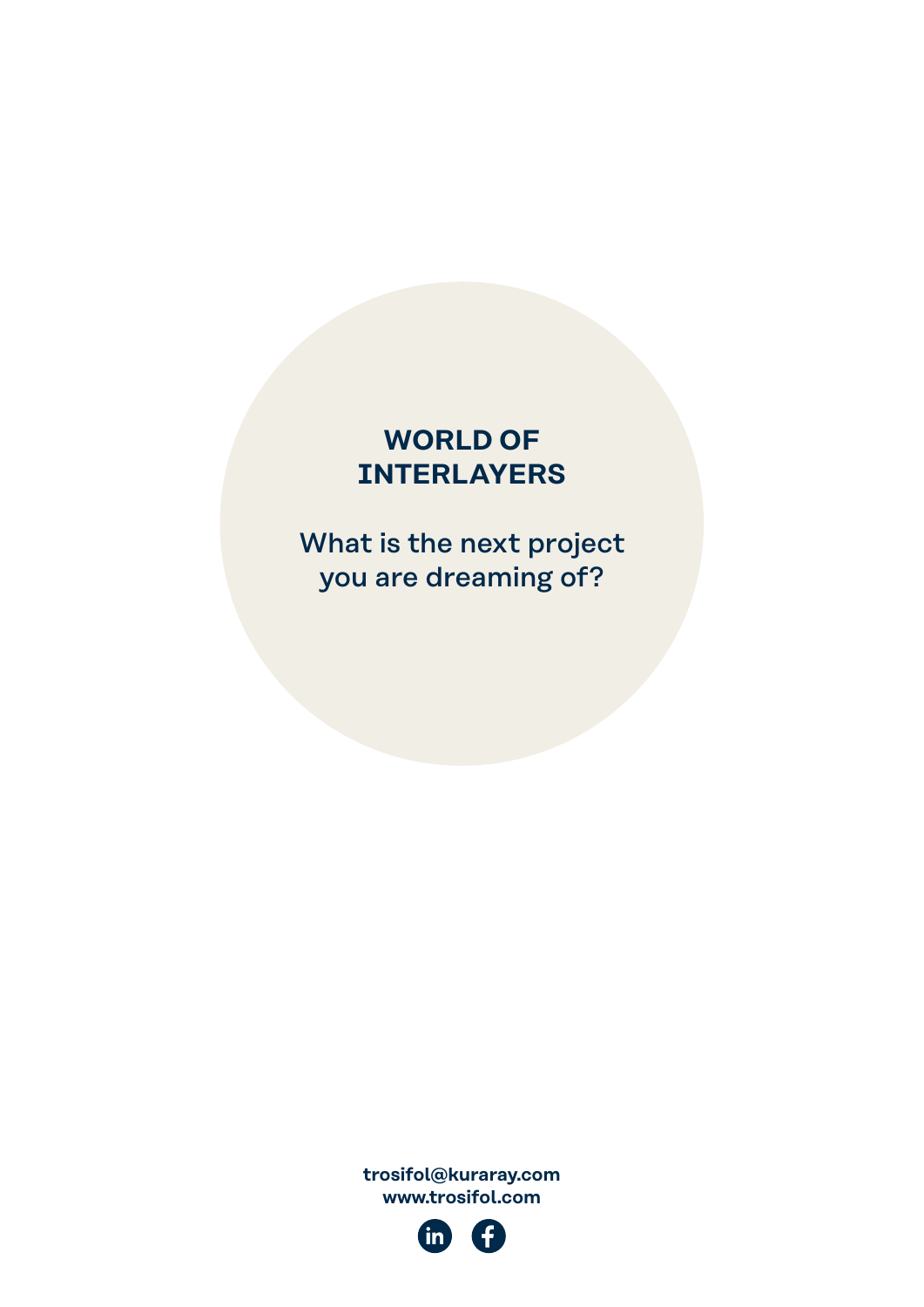## WORLD OF INTERLAYERS

What is the next project you are dreaming of?

**trosifol@kuraray.com**
**www.trosifol.com**